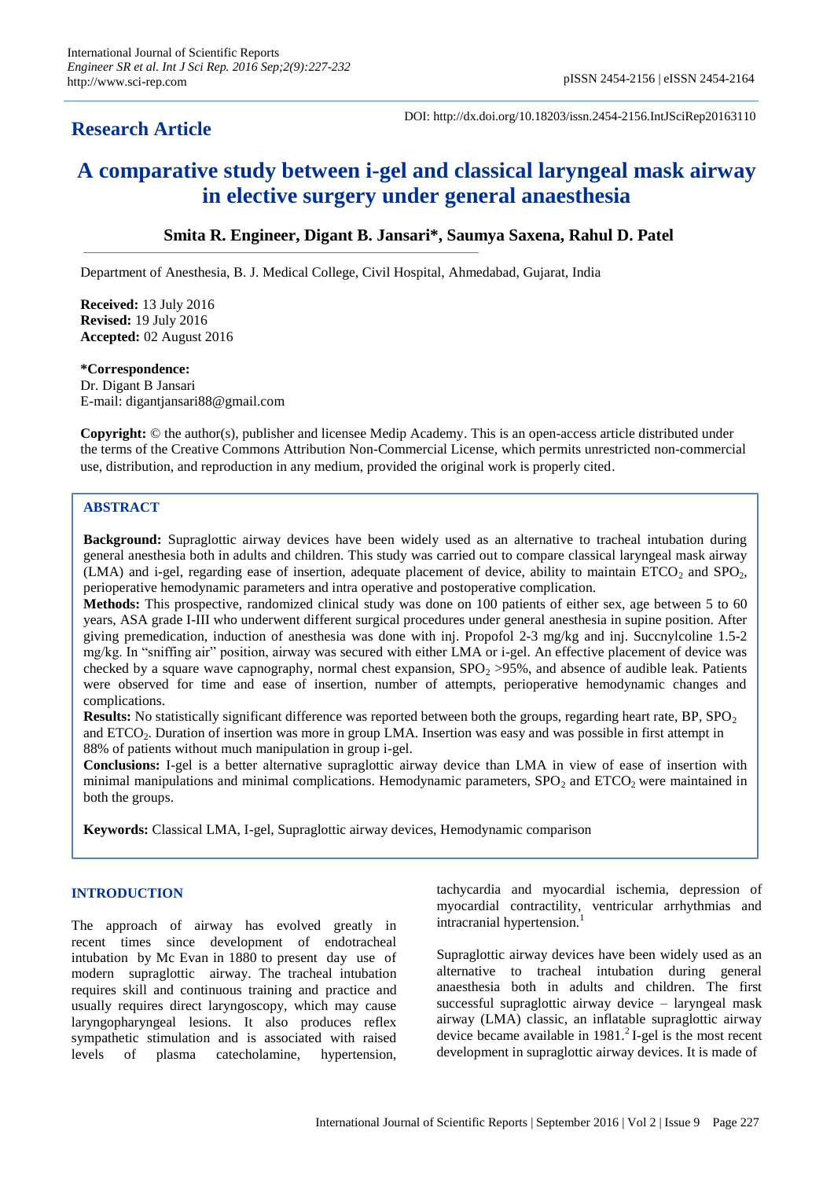**Research Article**

DOI: http://dx.doi.org/10.18203/issn.2454-2156.IntJSciRep20163110

# A comparative study between i-gel and classical laryngeal mask airway in elective surgery under general anaesthesia

**Smita R. Engineer, Digant B. Jansari\*, Saumya Saxena, Rahul D. Patel**

Department of Anesthesia, B. J. Medical College, Civil Hospital, Ahmedabad, Gujarat, India

**Received:** 13 July 2016
**Revised:** 19 July 2016
**Accepted:** 02 August 2016

**\*Correspondence:**
Dr. Digant B Jansari
E-mail: digantjansari88@gmail.com

**Copyright:** © the author(s), publisher and licensee Medip Academy. This is an open-access article distributed under the terms of the Creative Commons Attribution Non-Commercial License, which permits unrestricted non-commercial use, distribution, and reproduction in any medium, provided the original work is properly cited.

## ABSTRACT

**Background:** Supraglottic airway devices have been widely used as an alternative to tracheal intubation during general anesthesia both in adults and children. This study was carried out to compare classical laryngeal mask airway (LMA) and i-gel, regarding ease of insertion, adequate placement of device, ability to maintain $ETCO_2$ and $SPO_2$, perioperative hemodynamic parameters and intra operative and postoperative complication.

**Methods:** This prospective, randomized clinical study was done on 100 patients of either sex, age between 5 to 60 years, ASA grade I-III who underwent different surgical procedures under general anesthesia in supine position. After giving premedication, induction of anesthesia was done with inj. Propofol 2-3 mg/kg and inj. Succnylcoline 1.5-2 mg/kg. In "sniffing air" position, airway was secured with either LMA or i-gel. An effective placement of device was checked by a square wave capnography, normal chest expansion, $SPO_2$ >95%, and absence of audible leak. Patients were observed for time and ease of insertion, number of attempts, perioperative hemodynamic changes and complications.

**Results:** No statistically significant difference was reported between both the groups, regarding heart rate, BP, $SPO_2$ and $ETCO_2$. Duration of insertion was more in group LMA. Insertion was easy and was possible in first attempt in 88% of patients without much manipulation in group i-gel.

**Conclusions:** I-gel is a better alternative supraglottic airway device than LMA in view of ease of insertion with minimal manipulations and minimal complications. Hemodynamic parameters, $SPO_2$ and $ETCO_2$ were maintained in both the groups.

**Keywords:** Classical LMA, I-gel, Supraglottic airway devices, Hemodynamic comparison

## INTRODUCTION

The approach of airway has evolved greatly in recent times since development of endotracheal intubation by Mc Evan in 1880 to present day use of modern supraglottic airway. The tracheal intubation requires skill and continuous training and practice and usually requires direct laryngoscopy, which may cause laryngopharyngeal lesions. It also produces reflex sympathetic stimulation and is associated with raised levels of plasma catecholamine, hypertension, tachycardia and myocardial ischemia, depression of myocardial contractility, ventricular arrhythmias and intracranial hypertension.[1]

Supraglottic airway devices have been widely used as an alternative to tracheal intubation during general anaesthesia both in adults and children. The first successful supraglottic airway device – laryngeal mask airway (LMA) classic, an inflatable supraglottic airway device became available in 1981.[2] I-gel is the most recent development in supraglottic airway devices. It is made of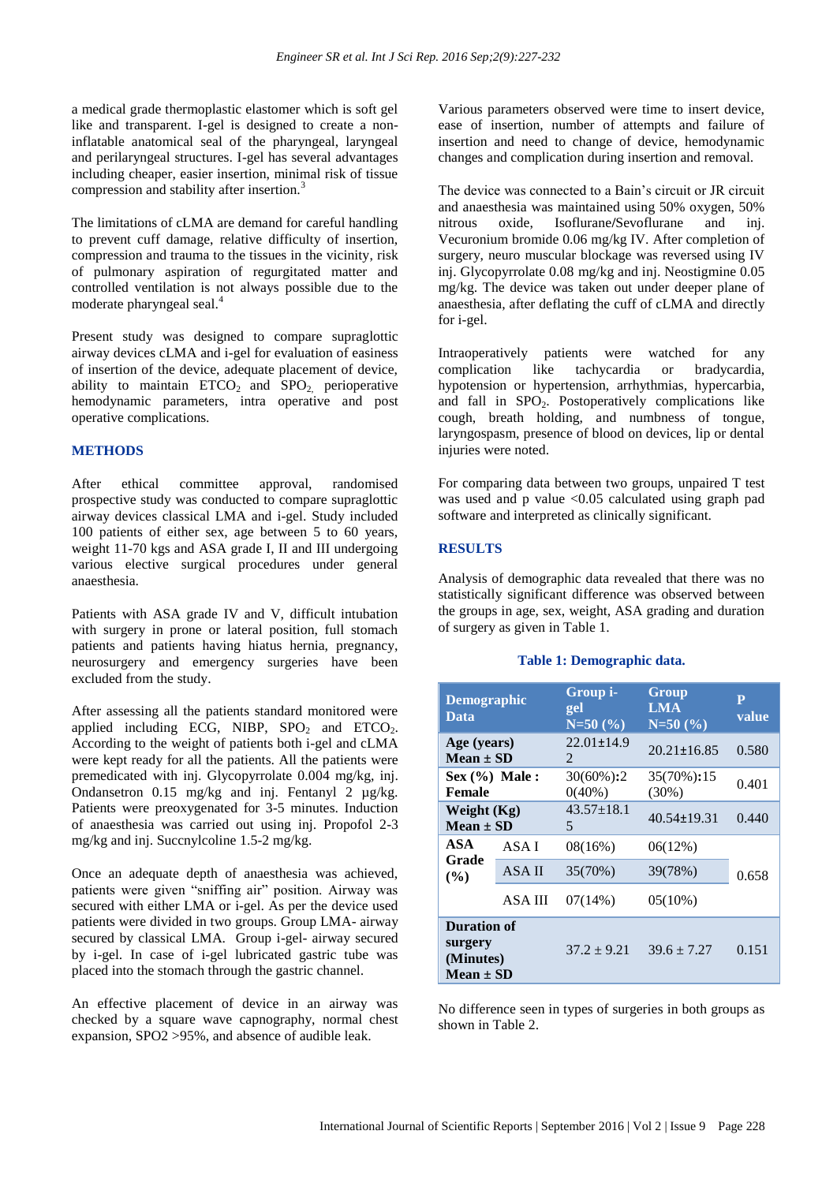a medical grade thermoplastic elastomer which is soft gel like and transparent. I-gel is designed to create a non-inflatable anatomical seal of the pharyngeal, laryngeal and perilaryngeal structures. I-gel has several advantages including cheaper, easier insertion, minimal risk of tissue compression and stability after insertion.[3]

The limitations of cLMA are demand for careful handling to prevent cuff damage, relative difficulty of insertion, compression and trauma to the tissues in the vicinity, risk of pulmonary aspiration of regurgitated matter and controlled ventilation is not always possible due to the moderate pharyngeal seal.[4]

Present study was designed to compare supraglottic airway devices cLMA and i-gel for evaluation of easiness of insertion of the device, adequate placement of device, ability to maintain $ETCO_2$ and $SPO_2$, perioperative hemodynamic parameters, intra operative and post operative complications.

## METHODS

After ethical committee approval, randomised prospective study was conducted to compare supraglottic airway devices classical LMA and i-gel. Study included 100 patients of either sex, age between 5 to 60 years, weight 11-70 kgs and ASA grade I, II and III undergoing various elective surgical procedures under general anaesthesia.

Patients with ASA grade IV and V, difficult intubation with surgery in prone or lateral position, full stomach patients and patients having hiatus hernia, pregnancy, neurosurgery and emergency surgeries have been excluded from the study.

After assessing all the patients standard monitored were applied including ECG, NIBP, $SPO_2$ and $ETCO_2$. According to the weight of patients both i-gel and cLMA were kept ready for all the patients. All the patients were premedicated with inj. Glycopyrrolate 0.004 mg/kg, inj. Ondansetron 0.15 mg/kg and inj. Fentanyl 2 µg/kg. Patients were preoxygenated for 3-5 minutes. Induction of anaesthesia was carried out using inj. Propofol 2-3 mg/kg and inj. Succnylcoline 1.5-2 mg/kg.

Once an adequate depth of anaesthesia was achieved, patients were given "sniffing air" position. Airway was secured with either LMA or i-gel. As per the device used patients were divided in two groups. Group LMA- airway secured by classical LMA. Group i-gel- airway secured by i-gel. In case of i-gel lubricated gastric tube was placed into the stomach through the gastric channel.

An effective placement of device in an airway was checked by a square wave capnography, normal chest expansion, SPO2 >95%, and absence of audible leak.

Various parameters observed were time to insert device, ease of insertion, number of attempts and failure of insertion and need to change of device, hemodynamic changes and complication during insertion and removal.

The device was connected to a Bain's circuit or JR circuit and anaesthesia was maintained using 50% oxygen, 50% nitrous oxide, Isoflurane/Sevoflurane and inj. Vecuronium bromide 0.06 mg/kg IV. After completion of surgery, neuro muscular blockage was reversed using IV inj. Glycopyrrolate 0.08 mg/kg and inj. Neostigmine 0.05 mg/kg. The device was taken out under deeper plane of anaesthesia, after deflating the cuff of cLMA and directly for i-gel.

Intraoperatively patients were watched for any complication like tachycardia or bradycardia, hypotension or hypertension, arrhythmias, hypercarbia, and fall in $SPO_2$. Postoperatively complications like cough, breath holding, and numbness of tongue, laryngospasm, presence of blood on devices, lip or dental injuries were noted.

For comparing data between two groups, unpaired T test was used and p value <0.05 calculated using graph pad software and interpreted as clinically significant.

## RESULTS

Analysis of demographic data revealed that there was no statistically significant difference was observed between the groups in age, sex, weight, ASA grading and duration of surgery as given in Table 1.

**Table 1: Demographic data.**

| Demographic Data | | Group i-gel N=50 (%) | Group LMA N=50 (%) | P value |
|---|---|---|---|---|
| **Age (years) Mean ± SD** | | 22.01±14.92 | 20.21±16.85 | 0.580 |
| **Sex (%) Male : Female** | | 30(60%):20(40%) | 35(70%):15 (30%) | 0.401 |
| **Weight (Kg) Mean ± SD** | | 43.57±18.15 | 40.54±19.31 | 0.440 |
| **ASA Grade (%)** | ASA I | 08(16%) | 06(12%) | 0.658 |
| | ASA II | 35(70%) | 39(78%) | |
| | ASA III | 07(14%) | 05(10%) | |
| **Duration of surgery (Minutes) Mean ± SD** | | 37.2 ± 9.21 | 39.6 ± 7.27 | 0.151 |

No difference seen in types of surgeries in both groups as shown in Table 2.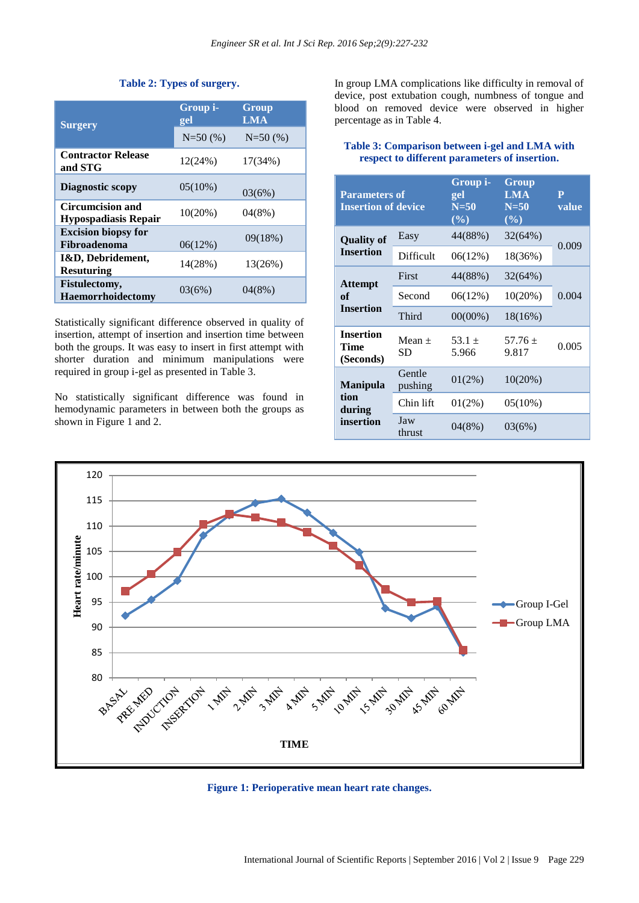**Table 2: Types of surgery.**

| Surgery | Group i-gel N=50 (%) | Group LMA N=50 (%) |
|---|---|---|
| **Contractor Release and STG** | 12(24%) | 17(34%) |
| **Diagnostic scopy** | 05(10%) | 03(6%) |
| **Circumcision and Hypospadiasis Repair** | 10(20%) | 04(8%) |
| **Excision biopsy for Fibroadenoma** | 06(12%) | 09(18%) |
| **I&D, Debridement, Resuturing** | 14(28%) | 13(26%) |
| **Fistulectomy, Haemorrhoidectomy** | 03(6%) | 04(8%) |

Statistically significant difference observed in quality of insertion, attempt of insertion and insertion time between both the groups. It was easy to insert in first attempt with shorter duration and minimum manipulations were required in group i-gel as presented in Table 3.

No statistically significant difference was found in hemodynamic parameters in between both the groups as shown in Figure 1 and 2.

In group LMA complications like difficulty in removal of device, post extubation cough, numbness of tongue and blood on removed device were observed in higher percentage as in Table 4.

**Table 3: Comparison between i-gel and LMA with respect to different parameters of insertion.**

| Parameters of Insertion of device | | Group i-gel N=50 (%) | Group LMA N=50 (%) | P value |
|---|---|---|---|---|
| **Quality of Insertion** | Easy | 44(88%) | 32(64%) | 0.009 |
| | Difficult | 06(12%) | 18(36%) | |
| **Attempt of Insertion** | First | 44(88%) | 32(64%) | 0.004 |
| | Second | 06(12%) | 10(20%) | |
| | Third | 00(00%) | 18(16%) | |
| **Insertion Time (Seconds)** | Mean ± SD | 53.1 ± 5.966 | 57.76 ± 9.817 | 0.005 |
| **Manipulation during insertion** | Gentle pushing | 01(2%) | 10(20%) | |
| | Chin lift | 01(2%) | 05(10%) | |
| | Jaw thrust | 04(8%) | 03(6%) | |

**Figure 1: Perioperative mean heart rate changes.**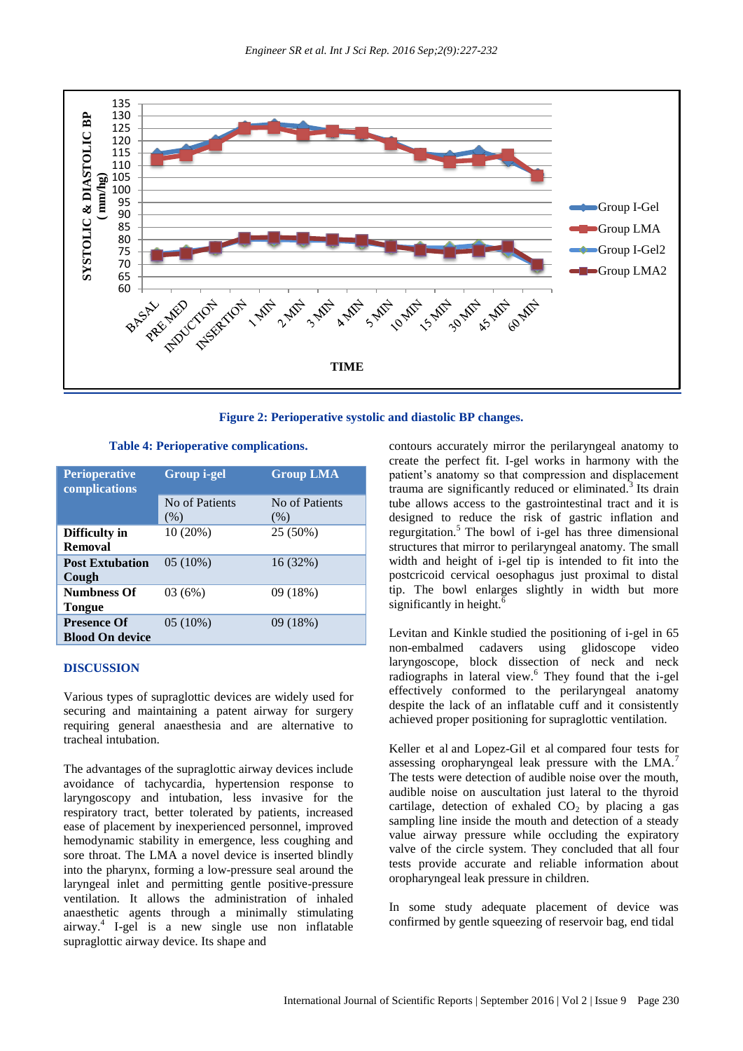Figure 2: Perioperative systolic and diastolic BP changes.

Table 4: Perioperative complications.

| Perioperative complications | Group i-gel | Group LMA |
|---|---|---|
| | No of Patients (%) | No of Patients (%) |
| **Difficulty in Removal** | 10 (20%) | 25 (50%) |
| **Post Extubation Cough** | 05 (10%) | 16 (32%) |
| **Numbness Of Tongue** | 03 (6%) | 09 (18%) |
| **Presence Of Blood On device** | 05 (10%) | 09 (18%) |

## DISCUSSION

Various types of supraglottic devices are widely used for securing and maintaining a patent airway for surgery requiring general anaesthesia and are alternative to tracheal intubation.

The advantages of the supraglottic airway devices include avoidance of tachycardia, hypertension response to laryngoscopy and intubation, less invasive for the respiratory tract, better tolerated by patients, increased ease of placement by inexperienced personnel, improved hemodynamic stability in emergence, less coughing and sore throat. The LMA a novel device is inserted blindly into the pharynx, forming a low-pressure seal around the laryngeal inlet and permitting gentle positive-pressure ventilation. It allows the administration of inhaled anaesthetic agents through a minimally stimulating airway.[4] I-gel is a new single use non inflatable supraglottic airway device. Its shape and contours accurately mirror the perilaryngeal anatomy to create the perfect fit. I-gel works in harmony with the patient's anatomy so that compression and displacement trauma are significantly reduced or eliminated.[3] Its drain tube allows access to the gastrointestinal tract and it is designed to reduce the risk of gastric inflation and regurgitation.[5] The bowl of i-gel has three dimensional structures that mirror to perilaryngeal anatomy. The small width and height of i-gel tip is intended to fit into the postcricoid cervical oesophagus just proximal to distal tip. The bowl enlarges slightly in width but more significantly in height.[6]

Levitan and Kinkle studied the positioning of i-gel in 65 non-embalmed cadavers using glidoscope video laryngoscope, block dissection of neck and neck radiographs in lateral view.[6] They found that the i-gel effectively conformed to the perilaryngeal anatomy despite the lack of an inflatable cuff and it consistently achieved proper positioning for supraglottic ventilation.

Keller et al and Lopez-Gil et al compared four tests for assessing oropharyngeal leak pressure with the LMA.[7] The tests were detection of audible noise over the mouth, audible noise on auscultation just lateral to the thyroid cartilage, detection of exhaled $CO_2$ by placing a gas sampling line inside the mouth and detection of a steady value airway pressure while occluding the expiratory valve of the circle system. They concluded that all four tests provide accurate and reliable information about oropharyngeal leak pressure in children.

In some study adequate placement of device was confirmed by gentle squeezing of reservoir bag, end tidal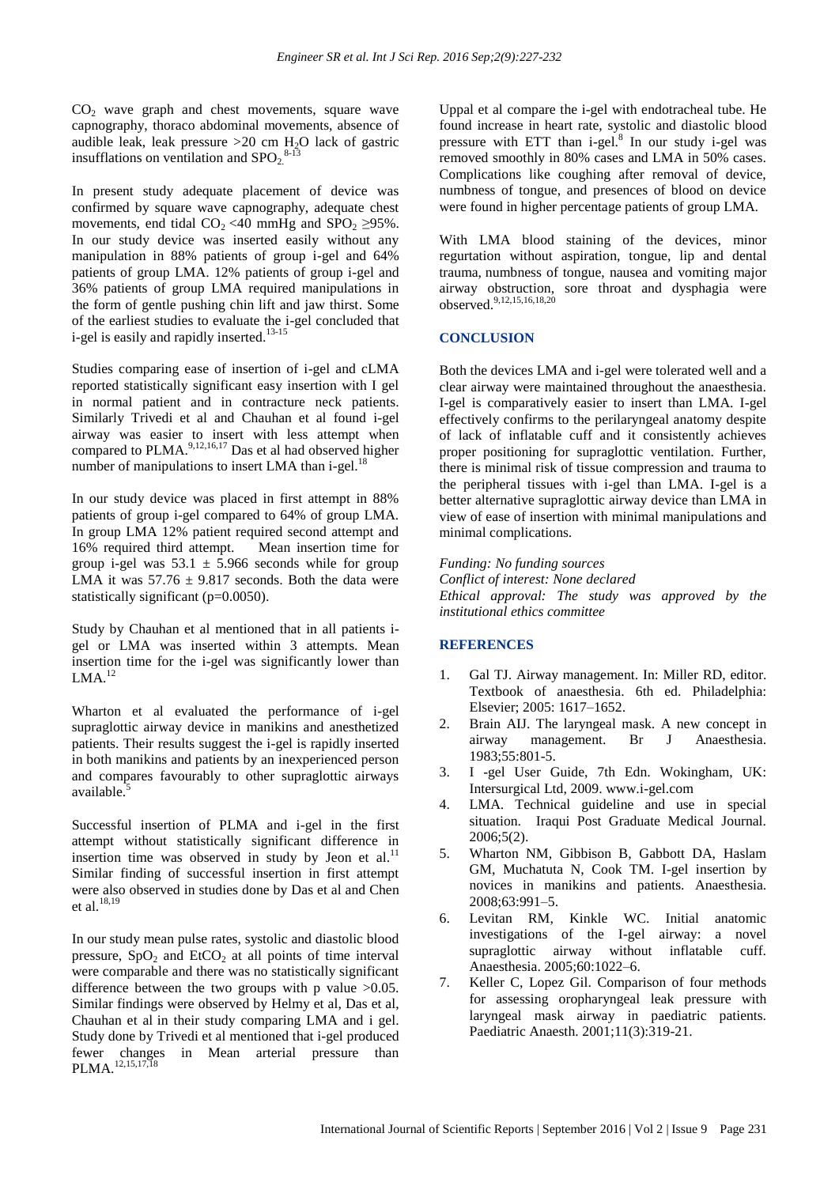$CO_2$ wave graph and chest movements, square wave capnography, thoraco abdominal movements, absence of audible leak, leak pressure >20 cm $H_2O$ lack of gastric insufflations on ventilation and $SPO_2$.[8-13]

In present study adequate placement of device was confirmed by square wave capnography, adequate chest movements, end tidal $CO_2$ <40 mmHg and $SPO_2$ ≥95%. In our study device was inserted easily without any manipulation in 88% patients of group i-gel and 64% patients of group LMA. 12% patients of group i-gel and 36% patients of group LMA required manipulations in the form of gentle pushing chin lift and jaw thirst. Some of the earliest studies to evaluate the i-gel concluded that i-gel is easily and rapidly inserted.[13-15]

Studies comparing ease of insertion of i-gel and cLMA reported statistically significant easy insertion with I gel in normal patient and in contracture neck patients. Similarly Trivedi et al and Chauhan et al found i-gel airway was easier to insert with less attempt when compared to PLMA.[9,12,16,17] Das et al had observed higher number of manipulations to insert LMA than i-gel.[18]

In our study device was placed in first attempt in 88% patients of group i-gel compared to 64% of group LMA. In group LMA 12% patient required second attempt and 16% required third attempt. Mean insertion time for group i-gel was 53.1 ± 5.966 seconds while for group LMA it was 57.76 ± 9.817 seconds. Both the data were statistically significant (p=0.0050).

Study by Chauhan et al mentioned that in all patients i-gel or LMA was inserted within 3 attempts. Mean insertion time for the i-gel was significantly lower than LMA.[12]

Wharton et al evaluated the performance of i-gel supraglottic airway device in manikins and anesthetized patients. Their results suggest the i-gel is rapidly inserted in both manikins and patients by an inexperienced person and compares favourably to other supraglottic airways available.[5]

Successful insertion of PLMA and i-gel in the first attempt without statistically significant difference in insertion time was observed in study by Jeon et al.[11] Similar finding of successful insertion in first attempt were also observed in studies done by Das et al and Chen et al.[18,19]

In our study mean pulse rates, systolic and diastolic blood pressure, $SpO_2$ and $EtCO_2$ at all points of time interval were comparable and there was no statistically significant difference between the two groups with p value >0.05. Similar findings were observed by Helmy et al, Das et al, Chauhan et al in their study comparing LMA and i gel. Study done by Trivedi et al mentioned that i-gel produced fewer changes in Mean arterial pressure than PLMA.[12,15,17,18]

Uppal et al compare the i-gel with endotracheal tube. He found increase in heart rate, systolic and diastolic blood pressure with ETT than i-gel.[8] In our study i-gel was removed smoothly in 80% cases and LMA in 50% cases. Complications like coughing after removal of device, numbness of tongue, and presences of blood on device were found in higher percentage patients of group LMA.

With LMA blood staining of the devices, minor regurtation without aspiration, tongue, lip and dental trauma, numbness of tongue, nausea and vomiting major airway obstruction, sore throat and dysphagia were observed.[9,12,15,16,18,20]

## CONCLUSION

Both the devices LMA and i-gel were tolerated well and a clear airway were maintained throughout the anaesthesia. I-gel is comparatively easier to insert than LMA. I-gel effectively confirms to the perilaryngeal anatomy despite of lack of inflatable cuff and it consistently achieves proper positioning for supraglottic ventilation. Further, there is minimal risk of tissue compression and trauma to the peripheral tissues with i-gel than LMA. I-gel is a better alternative supraglottic airway device than LMA in view of ease of insertion with minimal manipulations and minimal complications.

*Funding: No funding sources*
*Conflict of interest: None declared*
*Ethical approval: The study was approved by the institutional ethics committee*

## REFERENCES

1. Gal TJ. Airway management. In: Miller RD, editor. Textbook of anaesthesia. 6th ed. Philadelphia: Elsevier; 2005: 1617–1652.
2. Brain AIJ. The laryngeal mask. A new concept in airway management. Br J Anaesthesia. 1983;55:801-5.
3. I -gel User Guide, 7th Edn. Wokingham, UK: Intersurgical Ltd, 2009. www.i-gel.com
4. LMA. Technical guideline and use in special situation. Iraqui Post Graduate Medical Journal. 2006;5(2).
5. Wharton NM, Gibbison B, Gabbott DA, Haslam GM, Muchatuta N, Cook TM. I-gel insertion by novices in manikins and patients. Anaesthesia. 2008;63:991–5.
6. Levitan RM, Kinkle WC. Initial anatomic investigations of the I-gel airway: a novel supraglottic airway without inflatable cuff. Anaesthesia. 2005;60:1022–6.
7. Keller C, Lopez Gil. Comparison of four methods for assessing oropharyngeal leak pressure with laryngeal mask airway in paediatric patients. Paediatric Anaesth. 2001;11(3):319-21.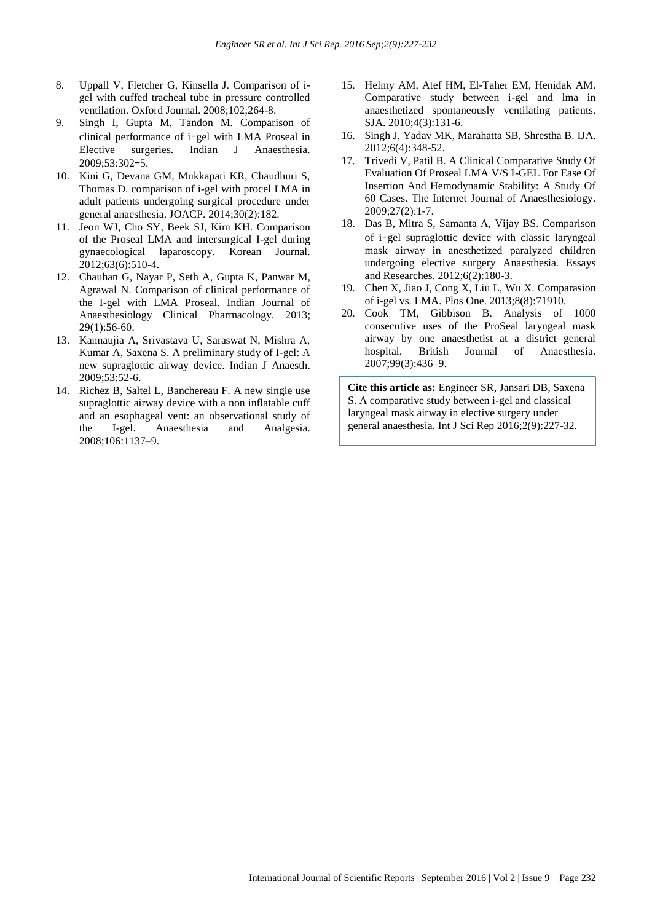8. Uppall V, Fletcher G, Kinsella J. Comparison of i-gel with cuffed tracheal tube in pressure controlled ventilation. Oxford Journal. 2008;102;264-8.
9. Singh I, Gupta M, Tandon M. Comparison of clinical performance of i‑gel with LMA Proseal in Elective surgeries. Indian J Anaesthesia. 2009;53:302‑5.
10. Kini G, Devana GM, Mukkapati KR, Chaudhuri S, Thomas D. comparison of i-gel with procel LMA in adult patients undergoing surgical procedure under general anaesthesia. JOACP. 2014;30(2):182.
11. Jeon WJ, Cho SY, Beek SJ, Kim KH. Comparison of the Proseal LMA and intersurgical I-gel during gynaecological laparoscopy. Korean Journal. 2012;63(6):510-4.
12. Chauhan G, Nayar P, Seth A, Gupta K, Panwar M, Agrawal N. Comparison of clinical performance of the I-gel with LMA Proseal. Indian Journal of Anaesthesiology Clinical Pharmacology. 2013; 29(1):56-60.
13. Kannaujia A, Srivastava U, Saraswat N, Mishra A, Kumar A, Saxena S. A preliminary study of I-gel: A new supraglottic airway device. Indian J Anaesth. 2009;53:52-6.
14. Richez B, Saltel L, Banchereau F. A new single use supraglottic airway device with a non inflatable cuff and an esophageal vent: an observational study of the I-gel. Anaesthesia and Analgesia. 2008;106:1137–9.
15. Helmy AM, Atef HM, El-Taher EM, Henidak AM. Comparative study between i-gel and lma in anaesthetized spontaneously ventilating patients. SJA. 2010;4(3):131-6.
16. Singh J, Yadav MK, Marahatta SB, Shrestha B. IJA. 2012;6(4):348-52.
17. Trivedi V, Patil B. A Clinical Comparative Study Of Evaluation Of Proseal LMA V/S I-GEL For Ease Of Insertion And Hemodynamic Stability: A Study Of 60 Cases. The Internet Journal of Anaesthesiology. 2009;27(2):1-7.
18. Das B, Mitra S, Samanta A, Vijay BS. Comparison of i‑gel supraglottic device with classic laryngeal mask airway in anesthetized paralyzed children undergoing elective surgery Anaesthesia. Essays and Researches. 2012;6(2):180-3.
19. Chen X, Jiao J, Cong X, Liu L, Wu X. Comparasion of i-gel vs. LMA. Plos One. 2013;8(8):71910.
20. Cook TM, Gibbison B. Analysis of 1000 consecutive uses of the ProSeal laryngeal mask airway by one anaesthetist at a district general hospital. British Journal of Anaesthesia. 2007;99(3):436–9.

**Cite this article as:** Engineer SR, Jansari DB, Saxena S. A comparative study between i-gel and classical laryngeal mask airway in elective surgery under general anaesthesia. Int J Sci Rep 2016;2(9):227-32.